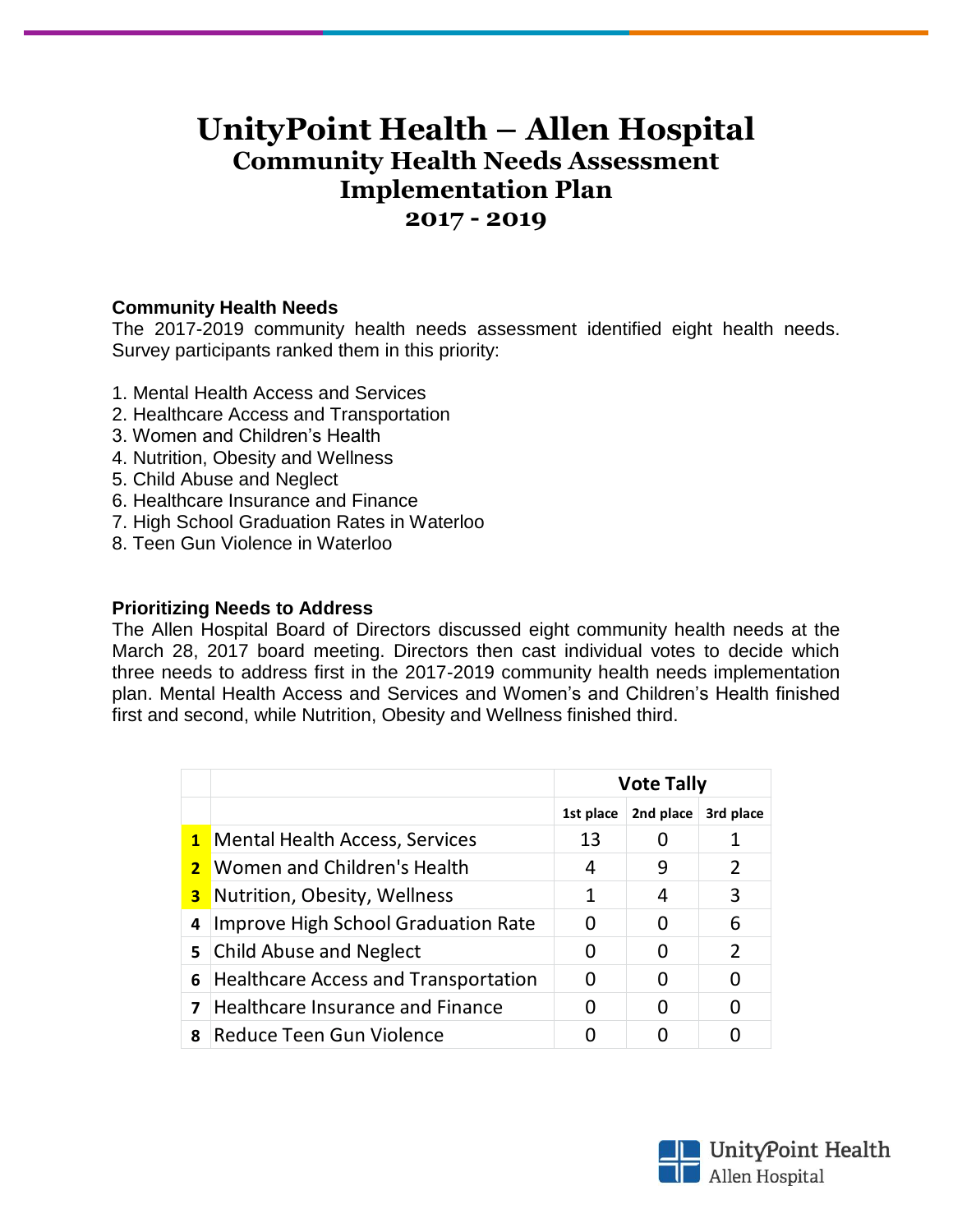# UnityPoint Health – Allen Hospital
## Community Health Needs Assessment
## Implementation Plan
## 2017 - 2019

### Community Health Needs

The 2017-2019 community health needs assessment identified eight health needs. Survey participants ranked them in this priority:

1. Mental Health Access and Services
2. Healthcare Access and Transportation
3. Women and Children's Health
4. Nutrition, Obesity and Wellness
5. Child Abuse and Neglect
6. Healthcare Insurance and Finance
7. High School Graduation Rates in Waterloo
8. Teen Gun Violence in Waterloo

### Prioritizing Needs to Address

The Allen Hospital Board of Directors discussed eight community health needs at the March 28, 2017 board meeting. Directors then cast individual votes to decide which three needs to address first in the 2017-2019 community health needs implementation plan. Mental Health Access and Services and Women's and Children's Health finished first and second, while Nutrition, Obesity and Wellness finished third.

| | | Vote Tally | | |
|---|---|---|---|---|
| | | 1st place | 2nd place | 3rd place |
| 1 | Mental Health Access, Services | 13 | 0 | 1 |
| 2 | Women and Children's Health | 4 | 9 | 2 |
| 3 | Nutrition, Obesity, Wellness | 1 | 4 | 3 |
| 4 | Improve High School Graduation Rate | 0 | 0 | 6 |
| 5 | Child Abuse and Neglect | 0 | 0 | 2 |
| 6 | Healthcare Access and Transportation | 0 | 0 | 0 |
| 7 | Healthcare Insurance and Finance | 0 | 0 | 0 |
| 8 | Reduce Teen Gun Violence | 0 | 0 | 0 |

UnityPoint Health
Allen Hospital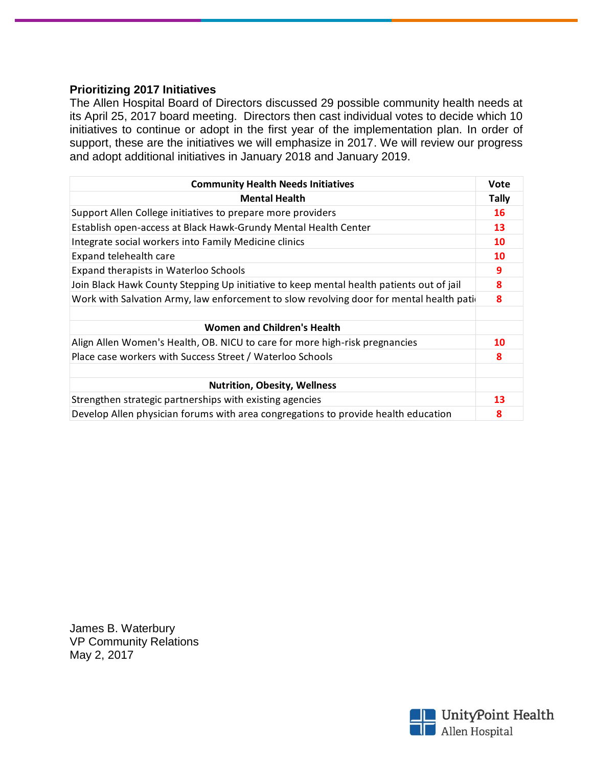## Prioritizing 2017 Initiatives

The Allen Hospital Board of Directors discussed 29 possible community health needs at its April 25, 2017 board meeting. Directors then cast individual votes to decide which 10 initiatives to continue or adopt in the first year of the implementation plan. In order of support, these are the initiatives we will emphasize in 2017. We will review our progress and adopt additional initiatives in January 2018 and January 2019.

| Community Health Needs Initiatives | Vote |
|---|---|
| **Mental Health** | **Tally** |
| Support Allen College initiatives to prepare more providers | 16 |
| Establish open-access at Black Hawk-Grundy Mental Health Center | 13 |
| Integrate social workers into Family Medicine clinics | 10 |
| Expand telehealth care | 10 |
| Expand therapists in Waterloo Schools | 9 |
| Join Black Hawk County Stepping Up initiative to keep mental health patients out of jail | 8 |
| Work with Salvation Army, law enforcement to slow revolving door for mental health pati | 8 |
| | |
| **Women and Children's Health** | |
| Align Allen Women's Health, OB. NICU to care for more high-risk pregnancies | 10 |
| Place case workers with Success Street / Waterloo Schools | 8 |
| | |
| **Nutrition, Obesity, Wellness** | |
| Strengthen strategic partnerships with existing agencies | 13 |
| Develop Allen physician forums with area congregations to provide health education | 8 |

James B. Waterbury
VP Community Relations
May 2, 2017

UnityPoint Health
Allen Hospital